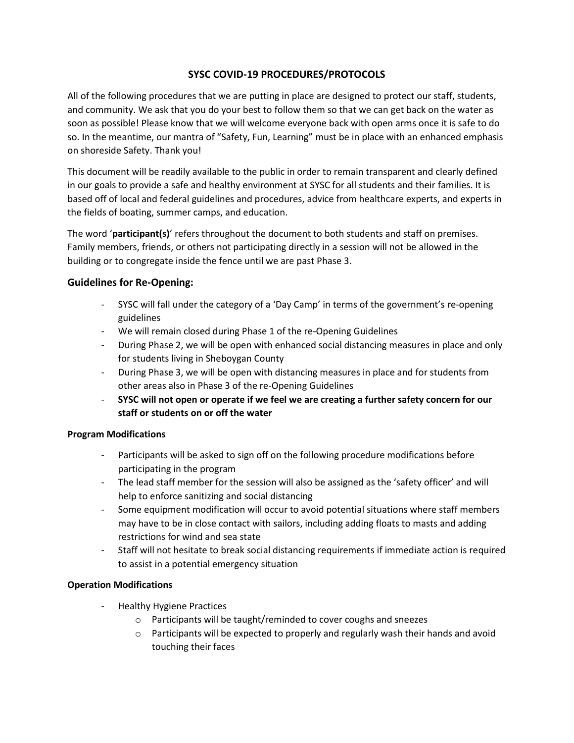# SYSC COVID-19 PROCEDURES/PROTOCOLS

All of the following procedures that we are putting in place are designed to protect our staff, students, and community. We ask that you do your best to follow them so that we can get back on the water as soon as possible! Please know that we will welcome everyone back with open arms once it is safe to do so. In the meantime, our mantra of "Safety, Fun, Learning" must be in place with an enhanced emphasis on shoreside Safety. Thank you!

This document will be readily available to the public in order to remain transparent and clearly defined in our goals to provide a safe and healthy environment at SYSC for all students and their families. It is based off of local and federal guidelines and procedures, advice from healthcare experts, and experts in the fields of boating, summer camps, and education.

The word '**participant(s)**' refers throughout the document to both students and staff on premises. Family members, friends, or others not participating directly in a session will not be allowed in the building or to congregate inside the fence until we are past Phase 3.

## Guidelines for Re-Opening:

- SYSC will fall under the category of a 'Day Camp' in terms of the government's re-opening guidelines
- We will remain closed during Phase 1 of the re-Opening Guidelines
- During Phase 2, we will be open with enhanced social distancing measures in place and only for students living in Sheboygan County
- During Phase 3, we will be open with distancing measures in place and for students from other areas also in Phase 3 of the re-Opening Guidelines
- **SYSC will not open or operate if we feel we are creating a further safety concern for our staff or students on or off the water**

### Program Modifications

- Participants will be asked to sign off on the following procedure modifications before participating in the program
- The lead staff member for the session will also be assigned as the 'safety officer' and will help to enforce sanitizing and social distancing
- Some equipment modification will occur to avoid potential situations where staff members may have to be in close contact with sailors, including adding floats to masts and adding restrictions for wind and sea state
- Staff will not hesitate to break social distancing requirements if immediate action is required to assist in a potential emergency situation

### Operation Modifications

- Healthy Hygiene Practices
  - Participants will be taught/reminded to cover coughs and sneezes
  - Participants will be expected to properly and regularly wash their hands and avoid touching their faces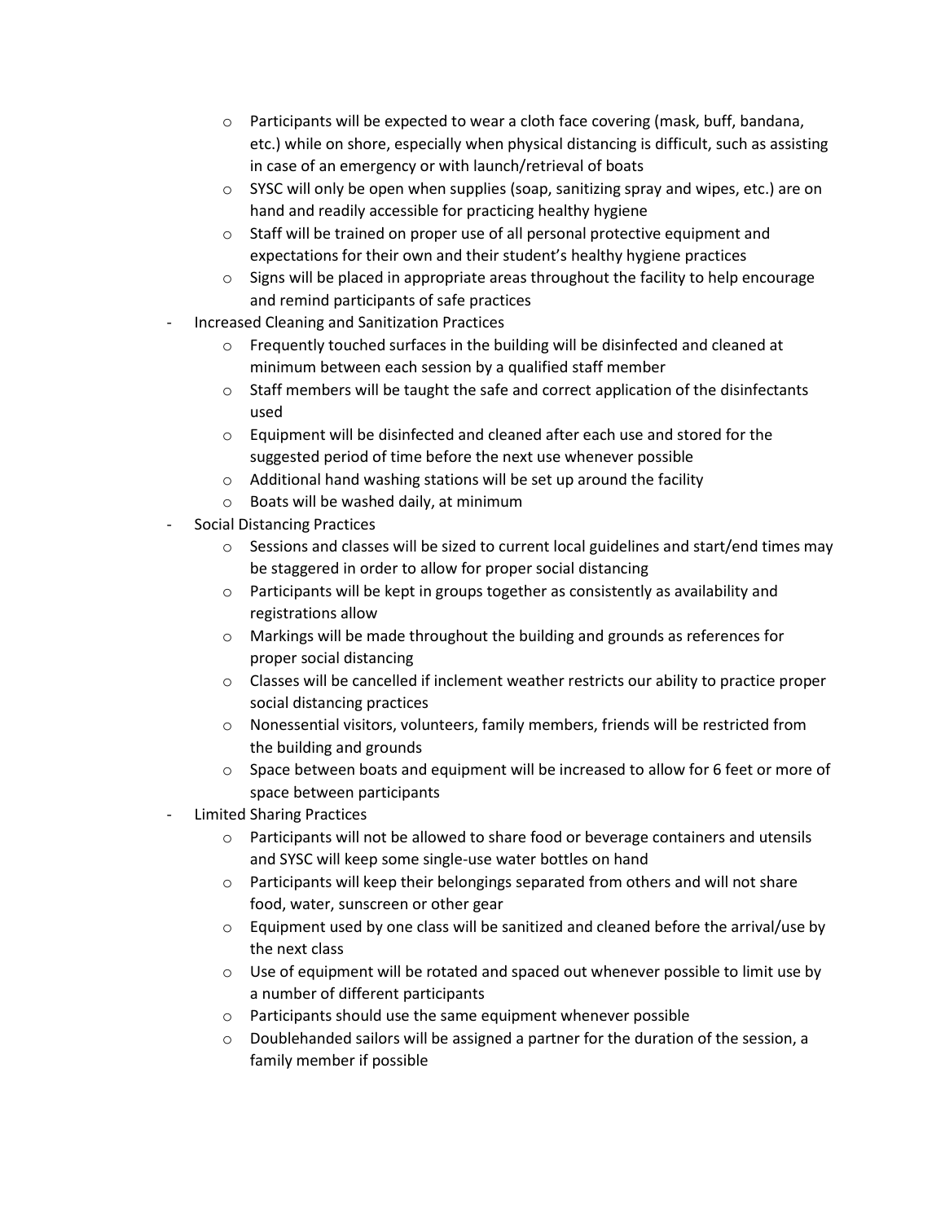- Participants will be expected to wear a cloth face covering (mask, buff, bandana, etc.) while on shore, especially when physical distancing is difficult, such as assisting in case of an emergency or with launch/retrieval of boats
  - SYSC will only be open when supplies (soap, sanitizing spray and wipes, etc.) are on hand and readily accessible for practicing healthy hygiene
  - Staff will be trained on proper use of all personal protective equipment and expectations for their own and their student's healthy hygiene practices
  - Signs will be placed in appropriate areas throughout the facility to help encourage and remind participants of safe practices
- Increased Cleaning and Sanitization Practices
  - Frequently touched surfaces in the building will be disinfected and cleaned at minimum between each session by a qualified staff member
  - Staff members will be taught the safe and correct application of the disinfectants used
  - Equipment will be disinfected and cleaned after each use and stored for the suggested period of time before the next use whenever possible
  - Additional hand washing stations will be set up around the facility
  - Boats will be washed daily, at minimum
- Social Distancing Practices
  - Sessions and classes will be sized to current local guidelines and start/end times may be staggered in order to allow for proper social distancing
  - Participants will be kept in groups together as consistently as availability and registrations allow
  - Markings will be made throughout the building and grounds as references for proper social distancing
  - Classes will be cancelled if inclement weather restricts our ability to practice proper social distancing practices
  - Nonessential visitors, volunteers, family members, friends will be restricted from the building and grounds
  - Space between boats and equipment will be increased to allow for 6 feet or more of space between participants
- Limited Sharing Practices
  - Participants will not be allowed to share food or beverage containers and utensils and SYSC will keep some single-use water bottles on hand
  - Participants will keep their belongings separated from others and will not share food, water, sunscreen or other gear
  - Equipment used by one class will be sanitized and cleaned before the arrival/use by the next class
  - Use of equipment will be rotated and spaced out whenever possible to limit use by a number of different participants
  - Participants should use the same equipment whenever possible
  - Doublehanded sailors will be assigned a partner for the duration of the session, a family member if possible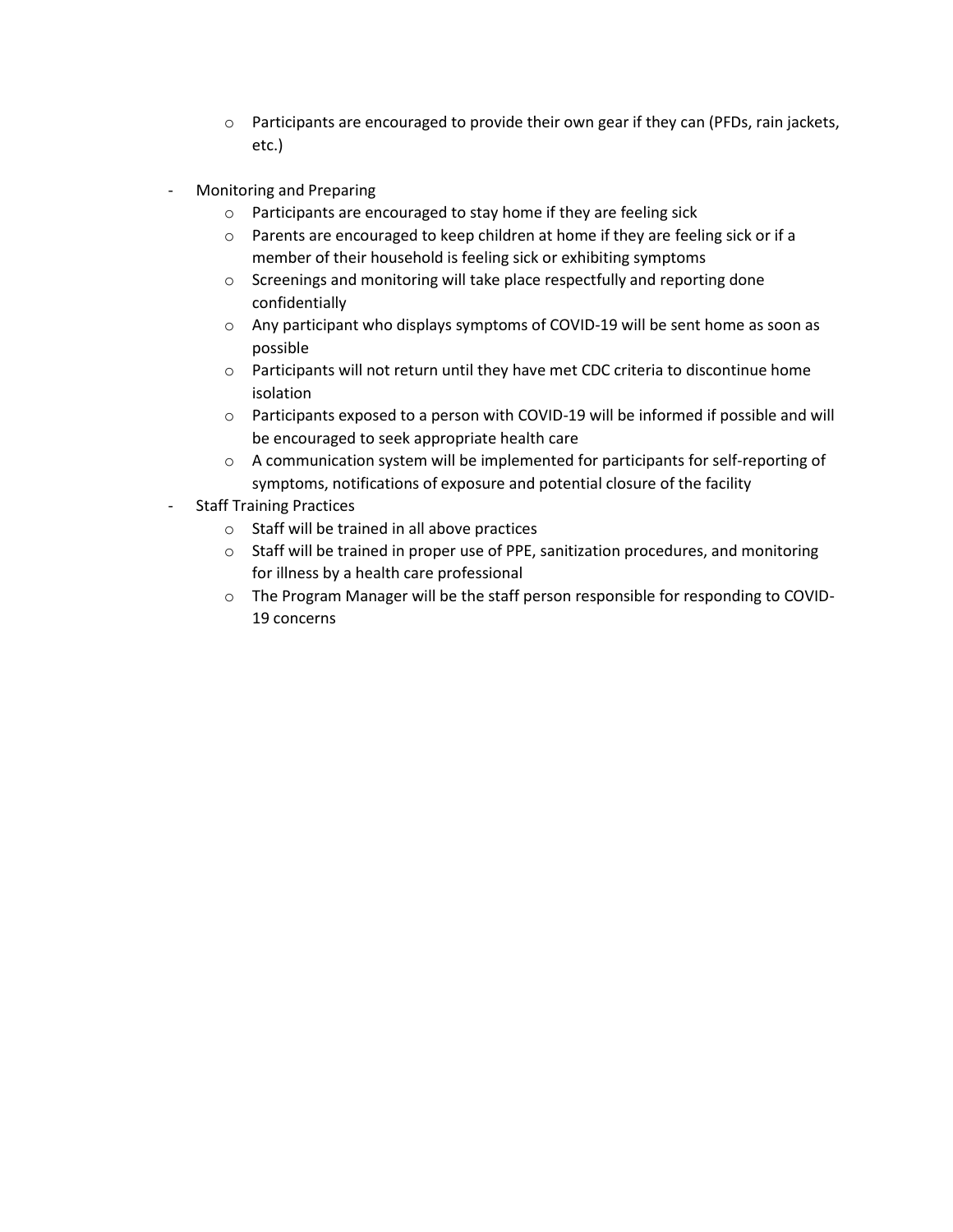- Participants are encouraged to provide their own gear if they can (PFDs, rain jackets, etc.)

- Monitoring and Preparing
    - Participants are encouraged to stay home if they are feeling sick
    - Parents are encouraged to keep children at home if they are feeling sick or if a member of their household is feeling sick or exhibiting symptoms
    - Screenings and monitoring will take place respectfully and reporting done confidentially
    - Any participant who displays symptoms of COVID-19 will be sent home as soon as possible
    - Participants will not return until they have met CDC criteria to discontinue home isolation
    - Participants exposed to a person with COVID-19 will be informed if possible and will be encouraged to seek appropriate health care
    - A communication system will be implemented for participants for self-reporting of symptoms, notifications of exposure and potential closure of the facility
- Staff Training Practices
    - Staff will be trained in all above practices
    - Staff will be trained in proper use of PPE, sanitization procedures, and monitoring for illness by a health care professional
    - The Program Manager will be the staff person responsible for responding to COVID-19 concerns